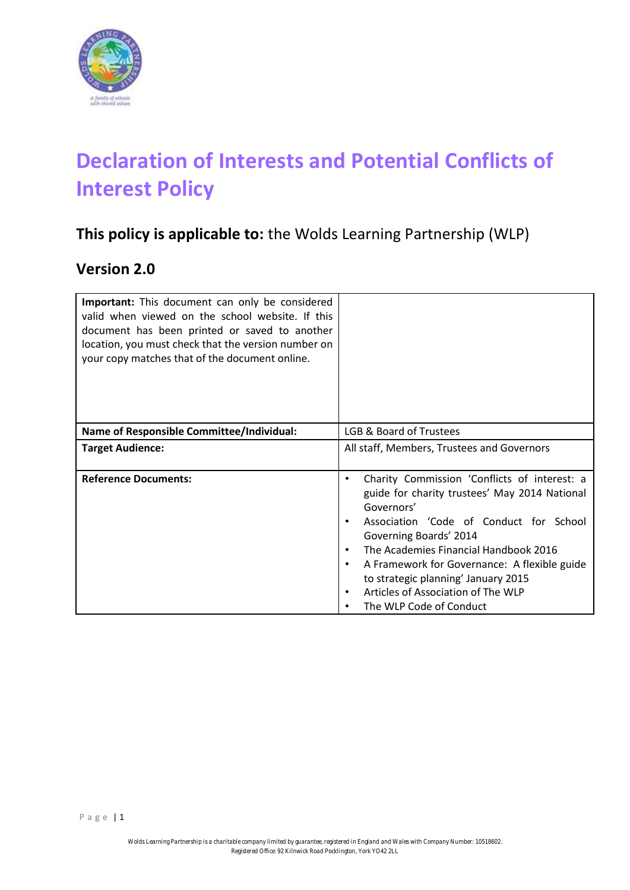# Declaration of Interests and Potential Conflicts of Interest Policy

**This policy is applicable to:** the Wolds Learning Partnership (WLP)

## Version 2.0

| **Important:** This document can only be considered valid when viewed on the school website. If this document has been printed or saved to another location, you must check that the version number on your copy matches that of the document online. | |
|---|---|
| **Name of Responsible Committee/Individual:** | LGB & Board of Trustees |
| **Target Audience:** | All staff, Members, Trustees and Governors |
| **Reference Documents:** | • Charity Commission 'Conflicts of interest: a guide for charity trustees' May 2014 National Governors' <br> • Association 'Code of Conduct for School Governing Boards' 2014 <br> • The Academies Financial Handbook 2016 <br> • A Framework for Governance: A flexible guide to strategic planning' January 2015 <br> • Articles of Association of The WLP <br> • The WLP Code of Conduct |

Wolds Learning Partnership is a charitable company limited by guarantee, registered in England and Wales with Company Number: 10518602.
Registered Office: 92 Kilnwick Road Pocklington, York YO42 2LL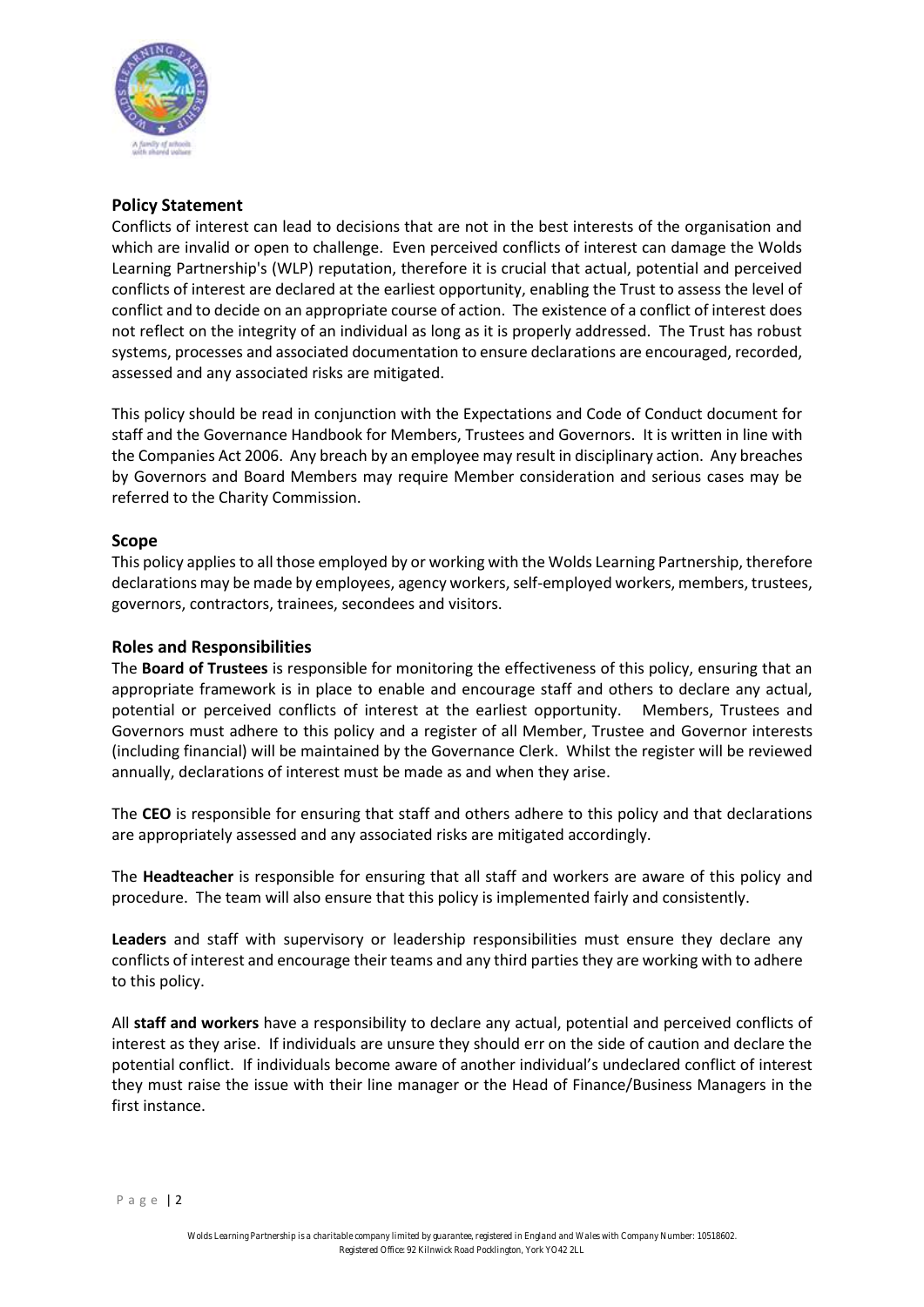## Policy Statement

Conflicts of interest can lead to decisions that are not in the best interests of the organisation and which are invalid or open to challenge. Even perceived conflicts of interest can damage the Wolds Learning Partnership's (WLP) reputation, therefore it is crucial that actual, potential and perceived conflicts of interest are declared at the earliest opportunity, enabling the Trust to assess the level of conflict and to decide on an appropriate course of action. The existence of a conflict of interest does not reflect on the integrity of an individual as long as it is properly addressed. The Trust has robust systems, processes and associated documentation to ensure declarations are encouraged, recorded, assessed and any associated risks are mitigated.

This policy should be read in conjunction with the Expectations and Code of Conduct document for staff and the Governance Handbook for Members, Trustees and Governors. It is written in line with the Companies Act 2006. Any breach by an employee may result in disciplinary action. Any breaches by Governors and Board Members may require Member consideration and serious cases may be referred to the Charity Commission.

## Scope

This policy applies to all those employed by or working with the Wolds Learning Partnership, therefore declarations may be made by employees, agency workers, self-employed workers, members, trustees, governors, contractors, trainees, secondees and visitors.

## Roles and Responsibilities

The **Board of Trustees** is responsible for monitoring the effectiveness of this policy, ensuring that an appropriate framework is in place to enable and encourage staff and others to declare any actual, potential or perceived conflicts of interest at the earliest opportunity. Members, Trustees and Governors must adhere to this policy and a register of all Member, Trustee and Governor interests (including financial) will be maintained by the Governance Clerk. Whilst the register will be reviewed annually, declarations of interest must be made as and when they arise.

The **CEO** is responsible for ensuring that staff and others adhere to this policy and that declarations are appropriately assessed and any associated risks are mitigated accordingly.

The **Headteacher** is responsible for ensuring that all staff and workers are aware of this policy and procedure. The team will also ensure that this policy is implemented fairly and consistently.

**Leaders** and staff with supervisory or leadership responsibilities must ensure they declare any conflicts of interest and encourage their teams and any third parties they are working with to adhere to this policy.

All **staff and workers** have a responsibility to declare any actual, potential and perceived conflicts of interest as they arise. If individuals are unsure they should err on the side of caution and declare the potential conflict. If individuals become aware of another individual's undeclared conflict of interest they must raise the issue with their line manager or the Head of Finance/Business Managers in the first instance.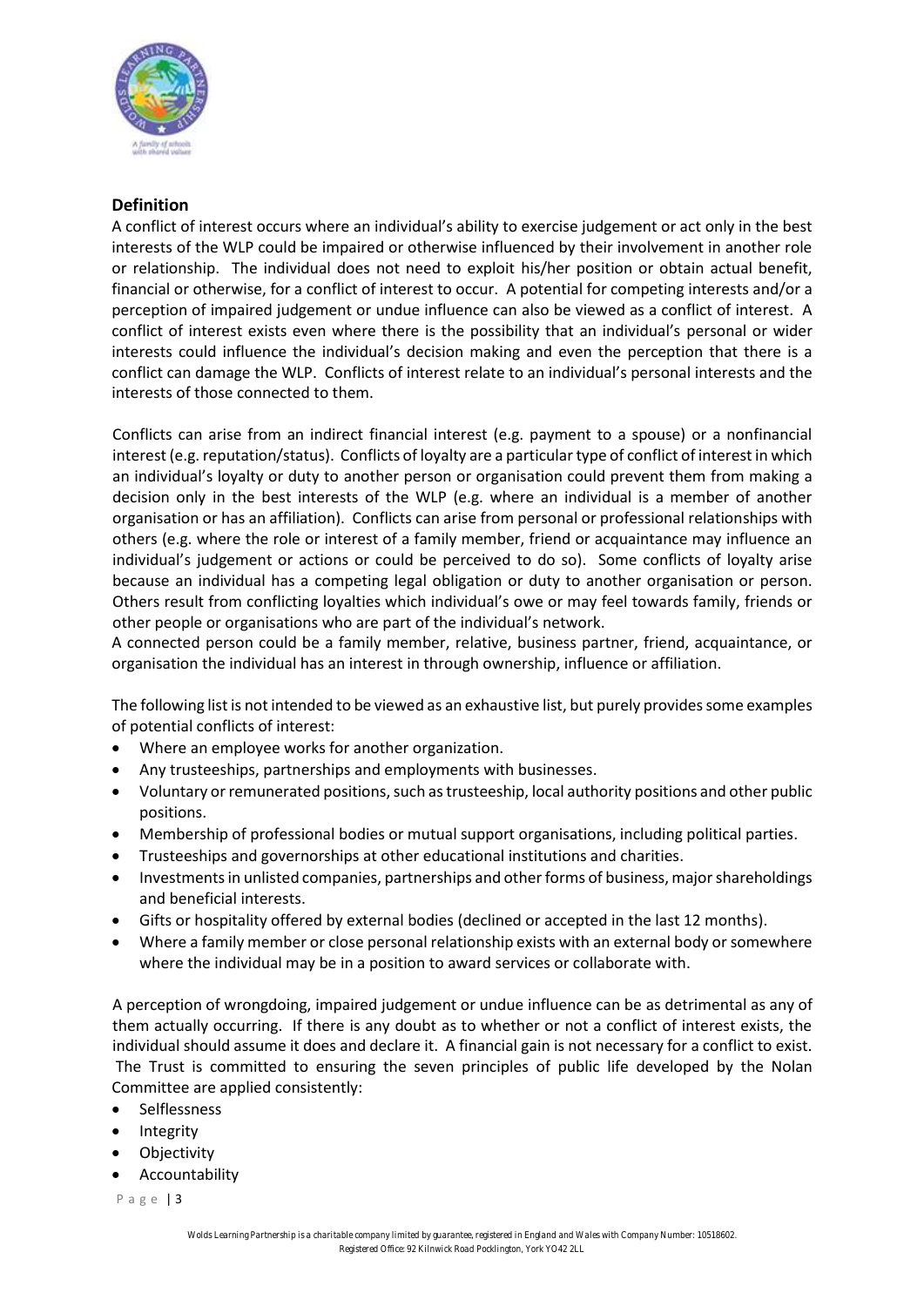## Definition

A conflict of interest occurs where an individual's ability to exercise judgement or act only in the best interests of the WLP could be impaired or otherwise influenced by their involvement in another role or relationship. The individual does not need to exploit his/her position or obtain actual benefit, financial or otherwise, for a conflict of interest to occur. A potential for competing interests and/or a perception of impaired judgement or undue influence can also be viewed as a conflict of interest. A conflict of interest exists even where there is the possibility that an individual's personal or wider interests could influence the individual's decision making and even the perception that there is a conflict can damage the WLP. Conflicts of interest relate to an individual's personal interests and the interests of those connected to them.

Conflicts can arise from an indirect financial interest (e.g. payment to a spouse) or a nonfinancial interest (e.g. reputation/status). Conflicts of loyalty are a particular type of conflict of interest in which an individual's loyalty or duty to another person or organisation could prevent them from making a decision only in the best interests of the WLP (e.g. where an individual is a member of another organisation or has an affiliation). Conflicts can arise from personal or professional relationships with others (e.g. where the role or interest of a family member, friend or acquaintance may influence an individual's judgement or actions or could be perceived to do so). Some conflicts of loyalty arise because an individual has a competing legal obligation or duty to another organisation or person. Others result from conflicting loyalties which individual's owe or may feel towards family, friends or other people or organisations who are part of the individual's network.
A connected person could be a family member, relative, business partner, friend, acquaintance, or organisation the individual has an interest in through ownership, influence or affiliation.

The following list is not intended to be viewed as an exhaustive list, but purely provides some examples of potential conflicts of interest:

- Where an employee works for another organization.
- Any trusteeships, partnerships and employments with businesses.
- Voluntary or remunerated positions, such as trusteeship, local authority positions and other public positions.
- Membership of professional bodies or mutual support organisations, including political parties.
- Trusteeships and governorships at other educational institutions and charities.
- Investments in unlisted companies, partnerships and other forms of business, major shareholdings and beneficial interests.
- Gifts or hospitality offered by external bodies (declined or accepted in the last 12 months).
- Where a family member or close personal relationship exists with an external body or somewhere where the individual may be in a position to award services or collaborate with.

A perception of wrongdoing, impaired judgement or undue influence can be as detrimental as any of them actually occurring. If there is any doubt as to whether or not a conflict of interest exists, the individual should assume it does and declare it. A financial gain is not necessary for a conflict to exist. The Trust is committed to ensuring the seven principles of public life developed by the Nolan Committee are applied consistently:

- Selflessness
- Integrity
- Objectivity
- Accountability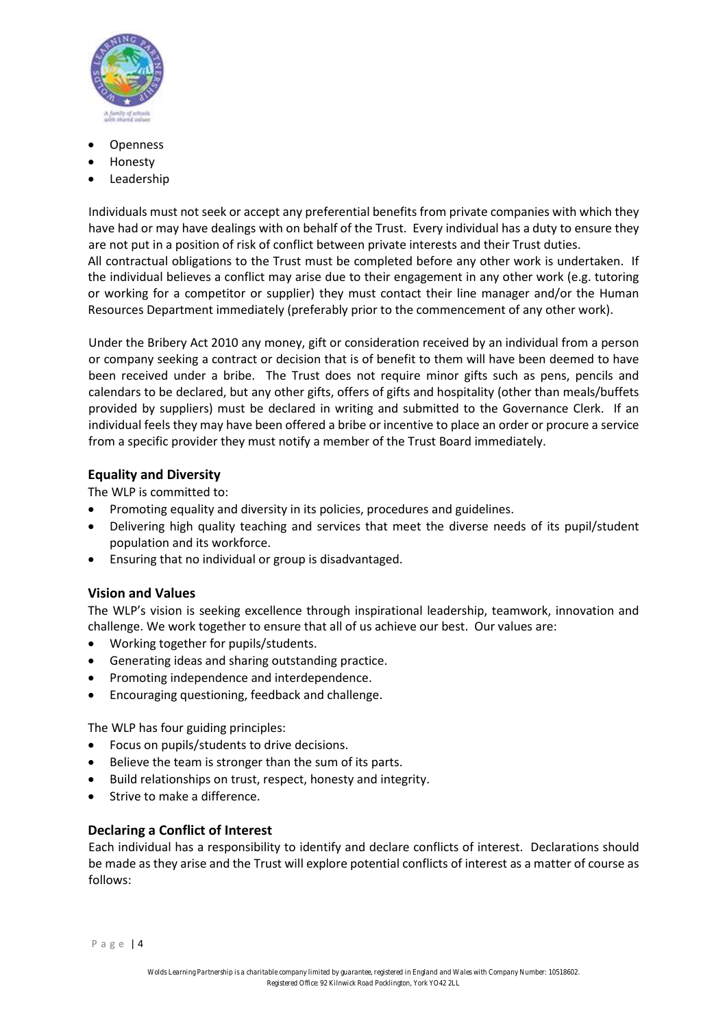- Openness
- Honesty
- Leadership

Individuals must not seek or accept any preferential benefits from private companies with which they have had or may have dealings with on behalf of the Trust. Every individual has a duty to ensure they are not put in a position of risk of conflict between private interests and their Trust duties.
All contractual obligations to the Trust must be completed before any other work is undertaken. If the individual believes a conflict may arise due to their engagement in any other work (e.g. tutoring or working for a competitor or supplier) they must contact their line manager and/or the Human Resources Department immediately (preferably prior to the commencement of any other work).

Under the Bribery Act 2010 any money, gift or consideration received by an individual from a person or company seeking a contract or decision that is of benefit to them will have been deemed to have been received under a bribe. The Trust does not require minor gifts such as pens, pencils and calendars to be declared, but any other gifts, offers of gifts and hospitality (other than meals/buffets provided by suppliers) must be declared in writing and submitted to the Governance Clerk. If an individual feels they may have been offered a bribe or incentive to place an order or procure a service from a specific provider they must notify a member of the Trust Board immediately.

### Equality and Diversity

The WLP is committed to:

- Promoting equality and diversity in its policies, procedures and guidelines.
- Delivering high quality teaching and services that meet the diverse needs of its pupil/student population and its workforce.
- Ensuring that no individual or group is disadvantaged.

### Vision and Values

The WLP's vision is seeking excellence through inspirational leadership, teamwork, innovation and challenge. We work together to ensure that all of us achieve our best. Our values are:

- Working together for pupils/students.
- Generating ideas and sharing outstanding practice.
- Promoting independence and interdependence.
- Encouraging questioning, feedback and challenge.

The WLP has four guiding principles:

- Focus on pupils/students to drive decisions.
- Believe the team is stronger than the sum of its parts.
- Build relationships on trust, respect, honesty and integrity.
- Strive to make a difference.

### Declaring a Conflict of Interest

Each individual has a responsibility to identify and declare conflicts of interest. Declarations should be made as they arise and the Trust will explore potential conflicts of interest as a matter of course as follows: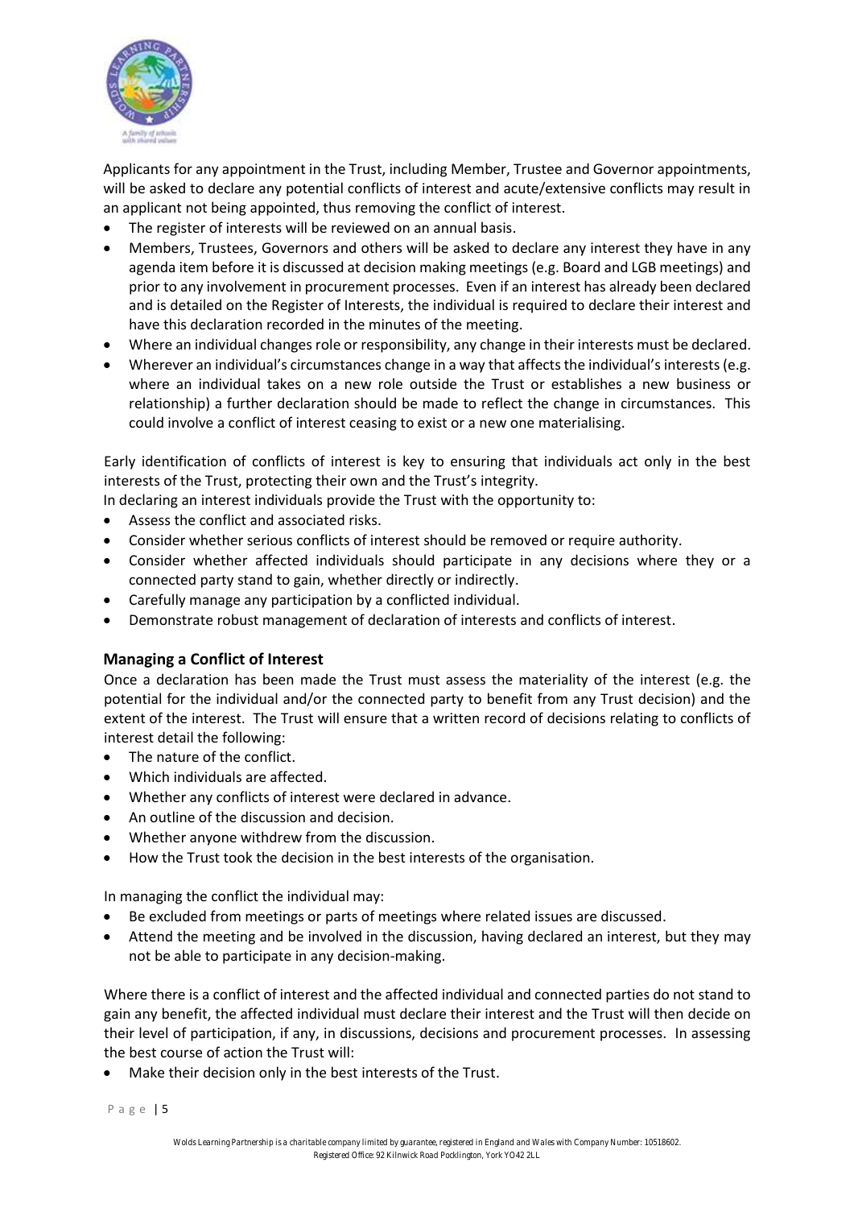Applicants for any appointment in the Trust, including Member, Trustee and Governor appointments, will be asked to declare any potential conflicts of interest and acute/extensive conflicts may result in an applicant not being appointed, thus removing the conflict of interest.

- The register of interests will be reviewed on an annual basis.
- Members, Trustees, Governors and others will be asked to declare any interest they have in any agenda item before it is discussed at decision making meetings (e.g. Board and LGB meetings) and prior to any involvement in procurement processes. Even if an interest has already been declared and is detailed on the Register of Interests, the individual is required to declare their interest and have this declaration recorded in the minutes of the meeting.
- Where an individual changes role or responsibility, any change in their interests must be declared.
- Wherever an individual's circumstances change in a way that affects the individual's interests (e.g. where an individual takes on a new role outside the Trust or establishes a new business or relationship) a further declaration should be made to reflect the change in circumstances. This could involve a conflict of interest ceasing to exist or a new one materialising.

Early identification of conflicts of interest is key to ensuring that individuals act only in the best interests of the Trust, protecting their own and the Trust's integrity.
In declaring an interest individuals provide the Trust with the opportunity to:

- Assess the conflict and associated risks.
- Consider whether serious conflicts of interest should be removed or require authority.
- Consider whether affected individuals should participate in any decisions where they or a connected party stand to gain, whether directly or indirectly.
- Carefully manage any participation by a conflicted individual.
- Demonstrate robust management of declaration of interests and conflicts of interest.

### Managing a Conflict of Interest

Once a declaration has been made the Trust must assess the materiality of the interest (e.g. the potential for the individual and/or the connected party to benefit from any Trust decision) and the extent of the interest. The Trust will ensure that a written record of decisions relating to conflicts of interest detail the following:

- The nature of the conflict.
- Which individuals are affected.
- Whether any conflicts of interest were declared in advance.
- An outline of the discussion and decision.
- Whether anyone withdrew from the discussion.
- How the Trust took the decision in the best interests of the organisation.

In managing the conflict the individual may:

- Be excluded from meetings or parts of meetings where related issues are discussed.
- Attend the meeting and be involved in the discussion, having declared an interest, but they may not be able to participate in any decision-making.

Where there is a conflict of interest and the affected individual and connected parties do not stand to gain any benefit, the affected individual must declare their interest and the Trust will then decide on their level of participation, if any, in discussions, decisions and procurement processes. In assessing the best course of action the Trust will:

- Make their decision only in the best interests of the Trust.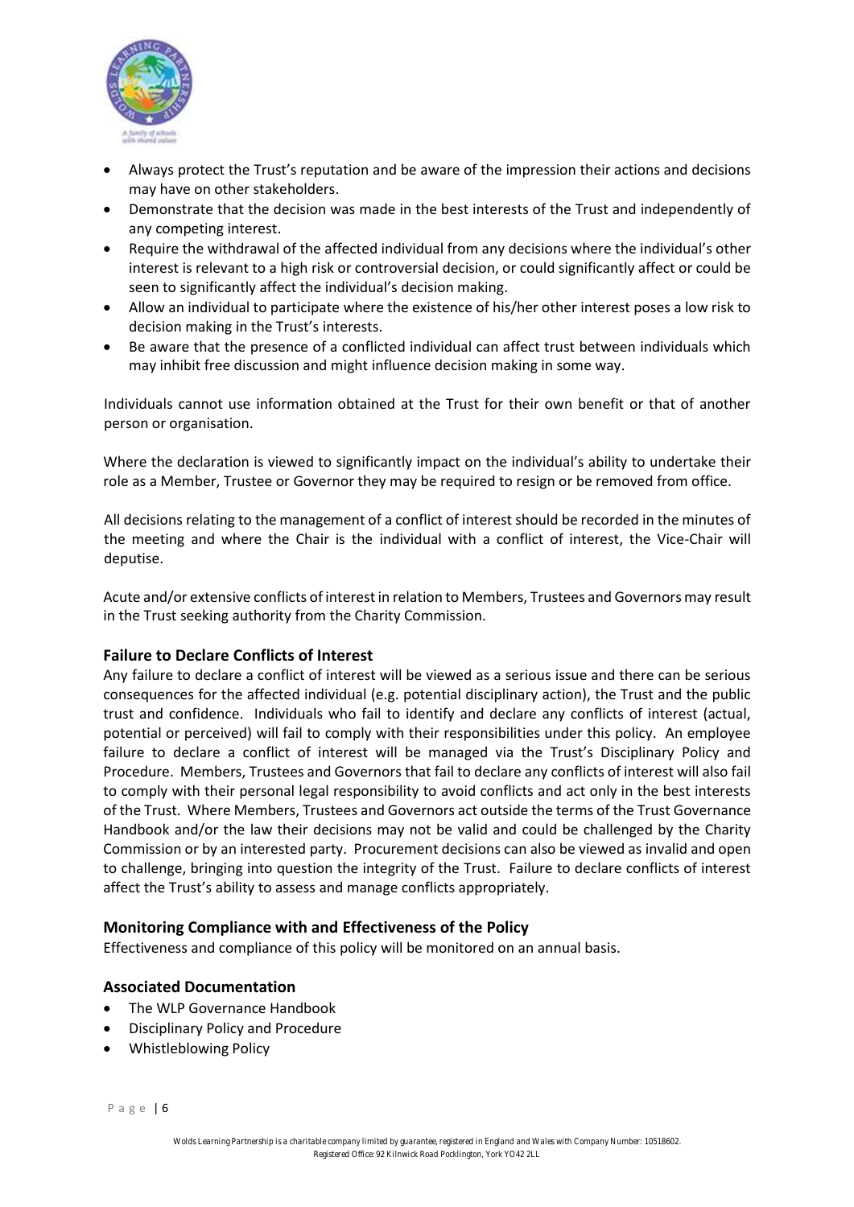- Always protect the Trust's reputation and be aware of the impression their actions and decisions may have on other stakeholders.
- Demonstrate that the decision was made in the best interests of the Trust and independently of any competing interest.
- Require the withdrawal of the affected individual from any decisions where the individual's other interest is relevant to a high risk or controversial decision, or could significantly affect or could be seen to significantly affect the individual's decision making.
- Allow an individual to participate where the existence of his/her other interest poses a low risk to decision making in the Trust's interests.
- Be aware that the presence of a conflicted individual can affect trust between individuals which may inhibit free discussion and might influence decision making in some way.

Individuals cannot use information obtained at the Trust for their own benefit or that of another person or organisation.

Where the declaration is viewed to significantly impact on the individual's ability to undertake their role as a Member, Trustee or Governor they may be required to resign or be removed from office.

All decisions relating to the management of a conflict of interest should be recorded in the minutes of the meeting and where the Chair is the individual with a conflict of interest, the Vice-Chair will deputise.

Acute and/or extensive conflicts of interest in relation to Members, Trustees and Governors may result in the Trust seeking authority from the Charity Commission.

### Failure to Declare Conflicts of Interest

Any failure to declare a conflict of interest will be viewed as a serious issue and there can be serious consequences for the affected individual (e.g. potential disciplinary action), the Trust and the public trust and confidence. Individuals who fail to identify and declare any conflicts of interest (actual, potential or perceived) will fail to comply with their responsibilities under this policy. An employee failure to declare a conflict of interest will be managed via the Trust's Disciplinary Policy and Procedure. Members, Trustees and Governors that fail to declare any conflicts of interest will also fail to comply with their personal legal responsibility to avoid conflicts and act only in the best interests of the Trust. Where Members, Trustees and Governors act outside the terms of the Trust Governance Handbook and/or the law their decisions may not be valid and could be challenged by the Charity Commission or by an interested party. Procurement decisions can also be viewed as invalid and open to challenge, bringing into question the integrity of the Trust. Failure to declare conflicts of interest affect the Trust's ability to assess and manage conflicts appropriately.

### Monitoring Compliance with and Effectiveness of the Policy

Effectiveness and compliance of this policy will be monitored on an annual basis.

### Associated Documentation

- The WLP Governance Handbook
- Disciplinary Policy and Procedure
- Whistleblowing Policy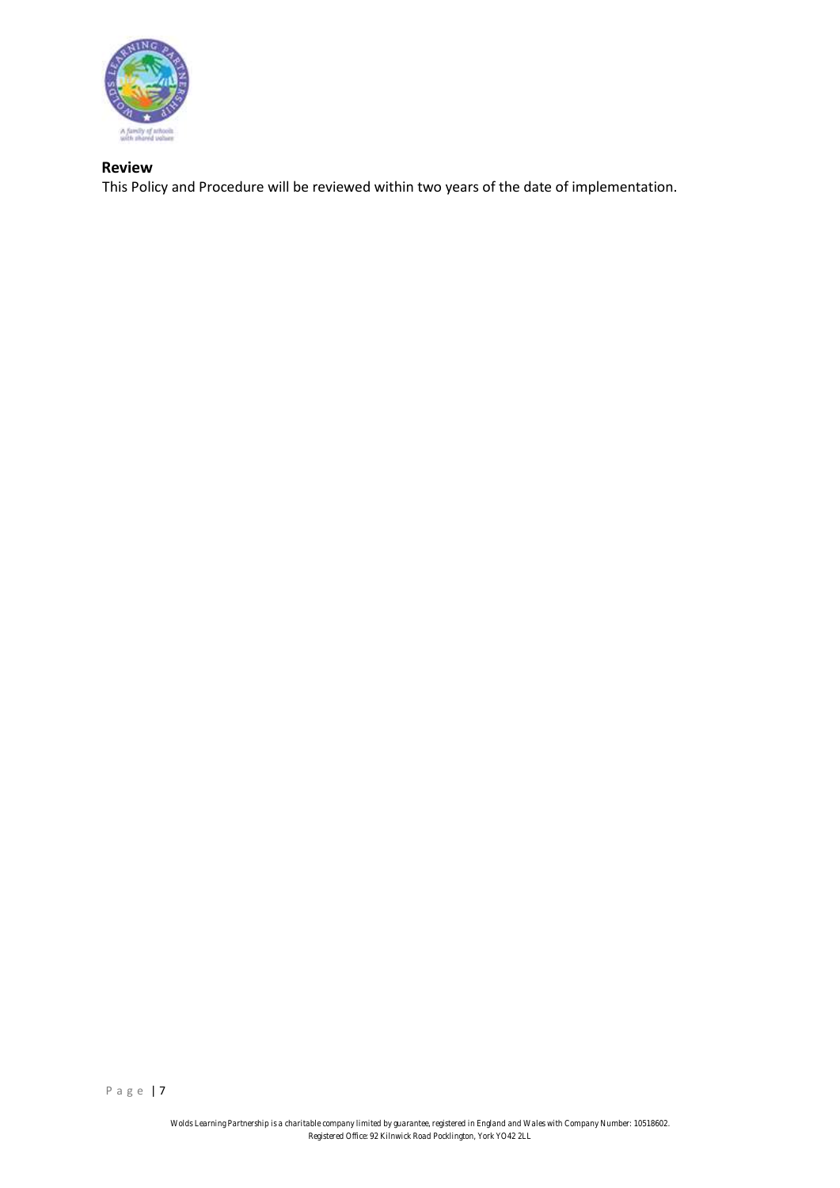## Review

This Policy and Procedure will be reviewed within two years of the date of implementation.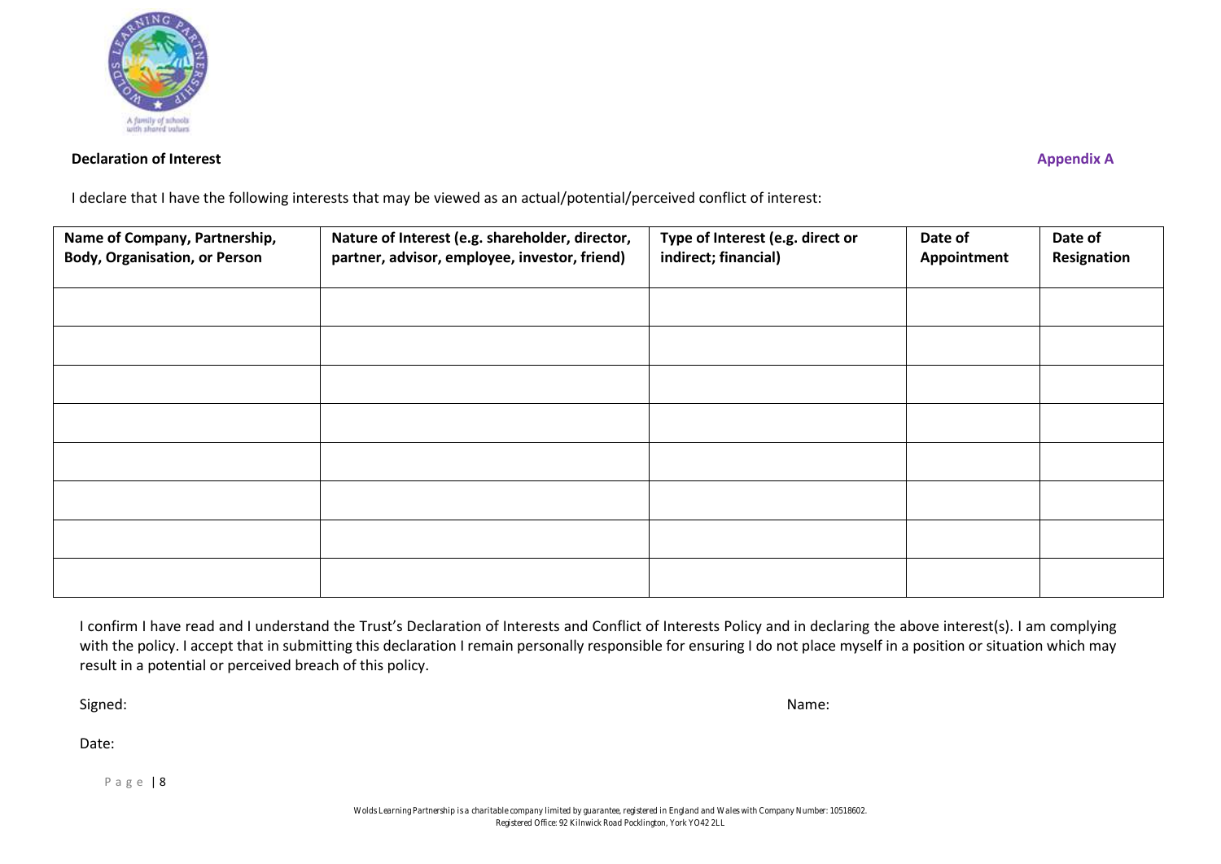**Declaration of Interest** **Appendix A**

I declare that I have the following interests that may be viewed as an actual/potential/perceived conflict of interest:

| Name of Company, Partnership, Body, Organisation, or Person | Nature of Interest (e.g. shareholder, director, partner, advisor, employee, investor, friend) | Type of Interest (e.g. direct or indirect; financial) | Date of Appointment | Date of Resignation |
|---|---|---|---|---|
| | | | | |
| | | | | |
| | | | | |
| | | | | |
| | | | | |
| | | | | |
| | | | | |
| | | | | |

I confirm I have read and I understand the Trust's Declaration of Interests and Conflict of Interests Policy and in declaring the above interest(s). I am complying with the policy. I accept that in submitting this declaration I remain personally responsible for ensuring I do not place myself in a position or situation which may result in a potential or perceived breach of this policy.

Signed: Name:

Date:

Wolds Learning Partnership is a charitable company limited by guarantee, registered in England and Wales with Company Number: 10518602.
Registered Office: 92 Kilnwick Road Pocklington, York YO42 2LL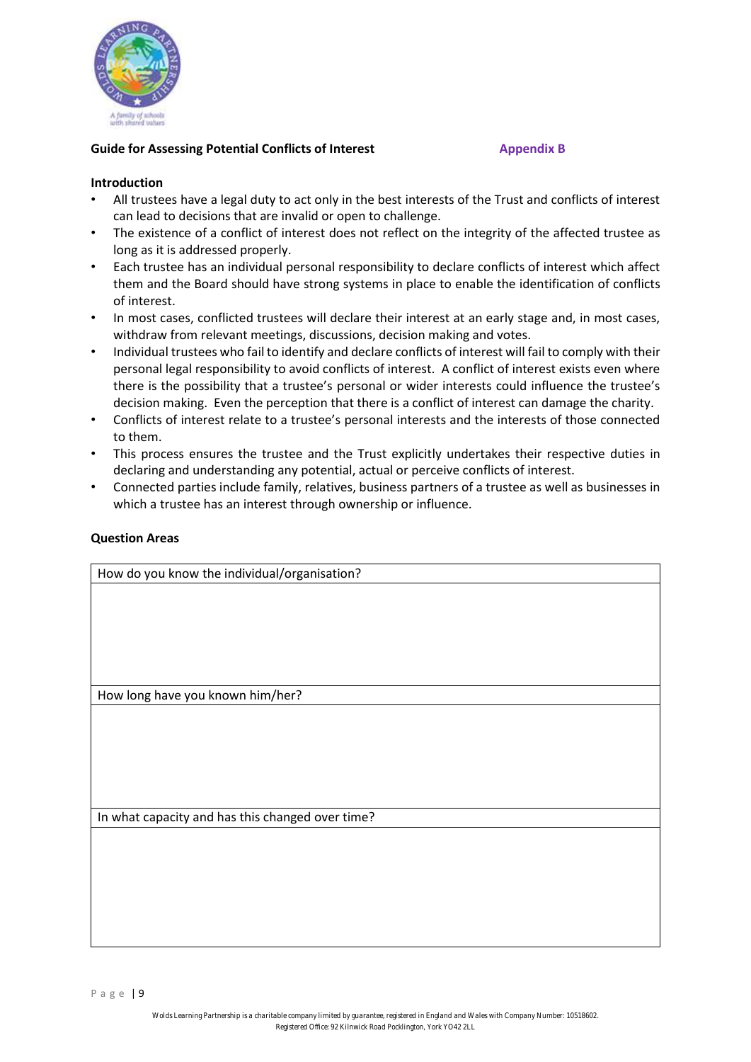**Guide for Assessing Potential Conflicts of Interest** **Appendix B**

**Introduction**

- All trustees have a legal duty to act only in the best interests of the Trust and conflicts of interest can lead to decisions that are invalid or open to challenge.
- The existence of a conflict of interest does not reflect on the integrity of the affected trustee as long as it is addressed properly.
- Each trustee has an individual personal responsibility to declare conflicts of interest which affect them and the Board should have strong systems in place to enable the identification of conflicts of interest.
- In most cases, conflicted trustees will declare their interest at an early stage and, in most cases, withdraw from relevant meetings, discussions, decision making and votes.
- Individual trustees who fail to identify and declare conflicts of interest will fail to comply with their personal legal responsibility to avoid conflicts of interest. A conflict of interest exists even where there is the possibility that a trustee's personal or wider interests could influence the trustee's decision making. Even the perception that there is a conflict of interest can damage the charity.
- Conflicts of interest relate to a trustee's personal interests and the interests of those connected to them.
- This process ensures the trustee and the Trust explicitly undertakes their respective duties in declaring and understanding any potential, actual or perceive conflicts of interest.
- Connected parties include family, relatives, business partners of a trustee as well as businesses in which a trustee has an interest through ownership or influence.

**Question Areas**

| How do you know the individual/organisation? |
| --- |
| |
| **How long have you known him/her?** |
| |
| **In what capacity and has this changed over time?** |
| |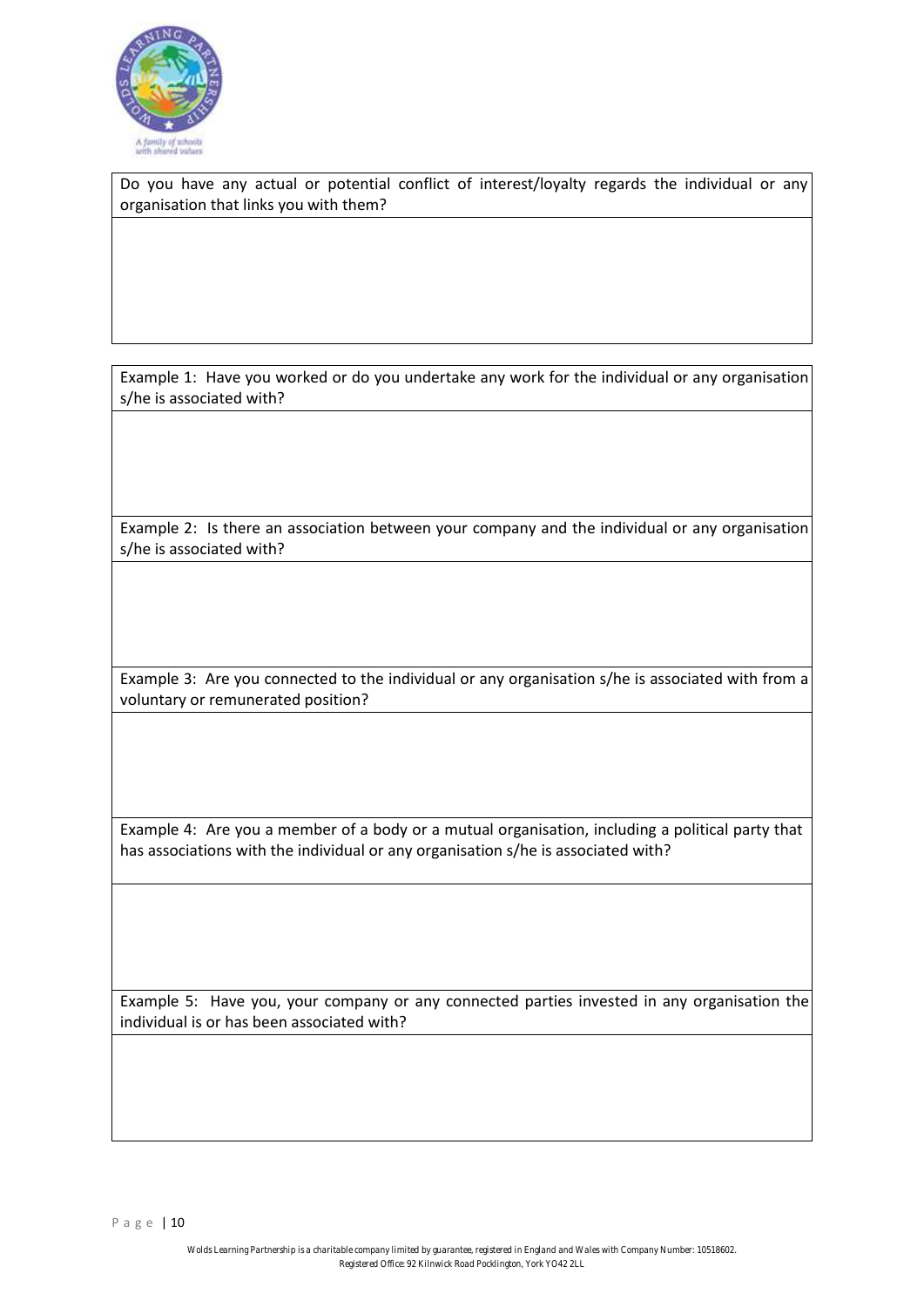Do you have any actual or potential conflict of interest/loyalty regards the individual or any organisation that links you with them?

Example 1: Have you worked or do you undertake any work for the individual or any organisation s/he is associated with?

Example 2: Is there an association between your company and the individual or any organisation s/he is associated with?

Example 3: Are you connected to the individual or any organisation s/he is associated with from a voluntary or remunerated position?

Example 4: Are you a member of a body or a mutual organisation, including a political party that has associations with the individual or any organisation s/he is associated with?

Example 5: Have you, your company or any connected parties invested in any organisation the individual is or has been associated with?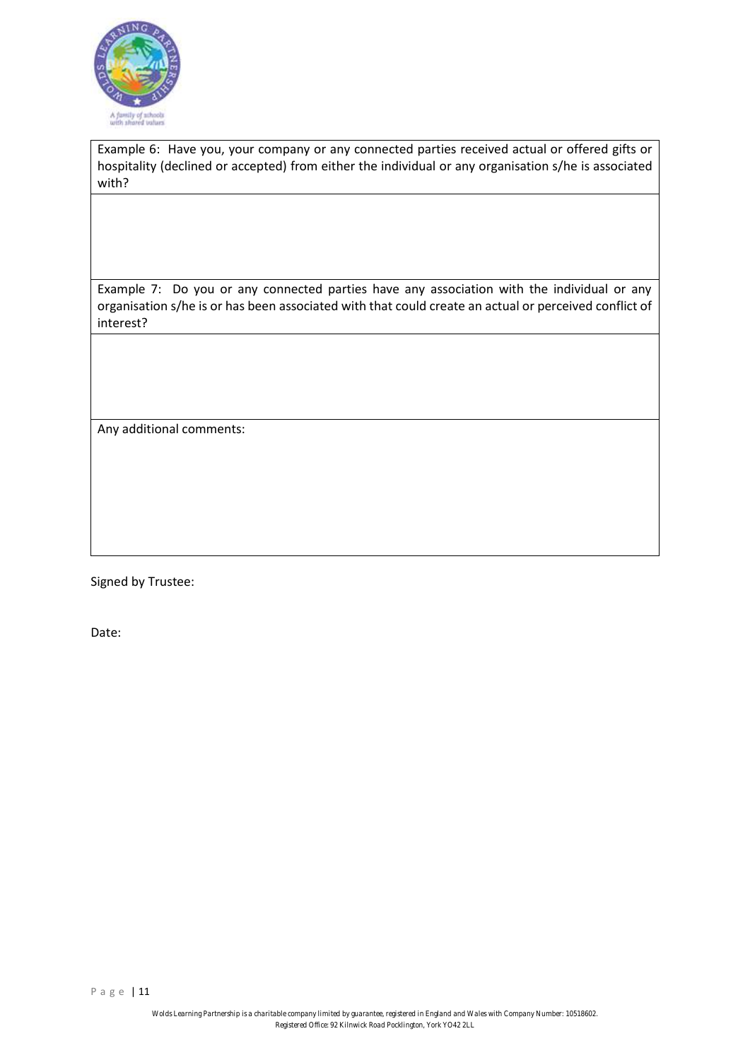| Example 6: Have you, your company or any connected parties received actual or offered gifts or hospitality (declined or accepted) from either the individual or any organisation s/he is associated with? |
| --- |
| |
| Example 7: Do you or any connected parties have any association with the individual or any organisation s/he is or has been associated with that could create an actual or perceived conflict of interest? |
| |
| Any additional comments: |

Signed by Trustee:

Date: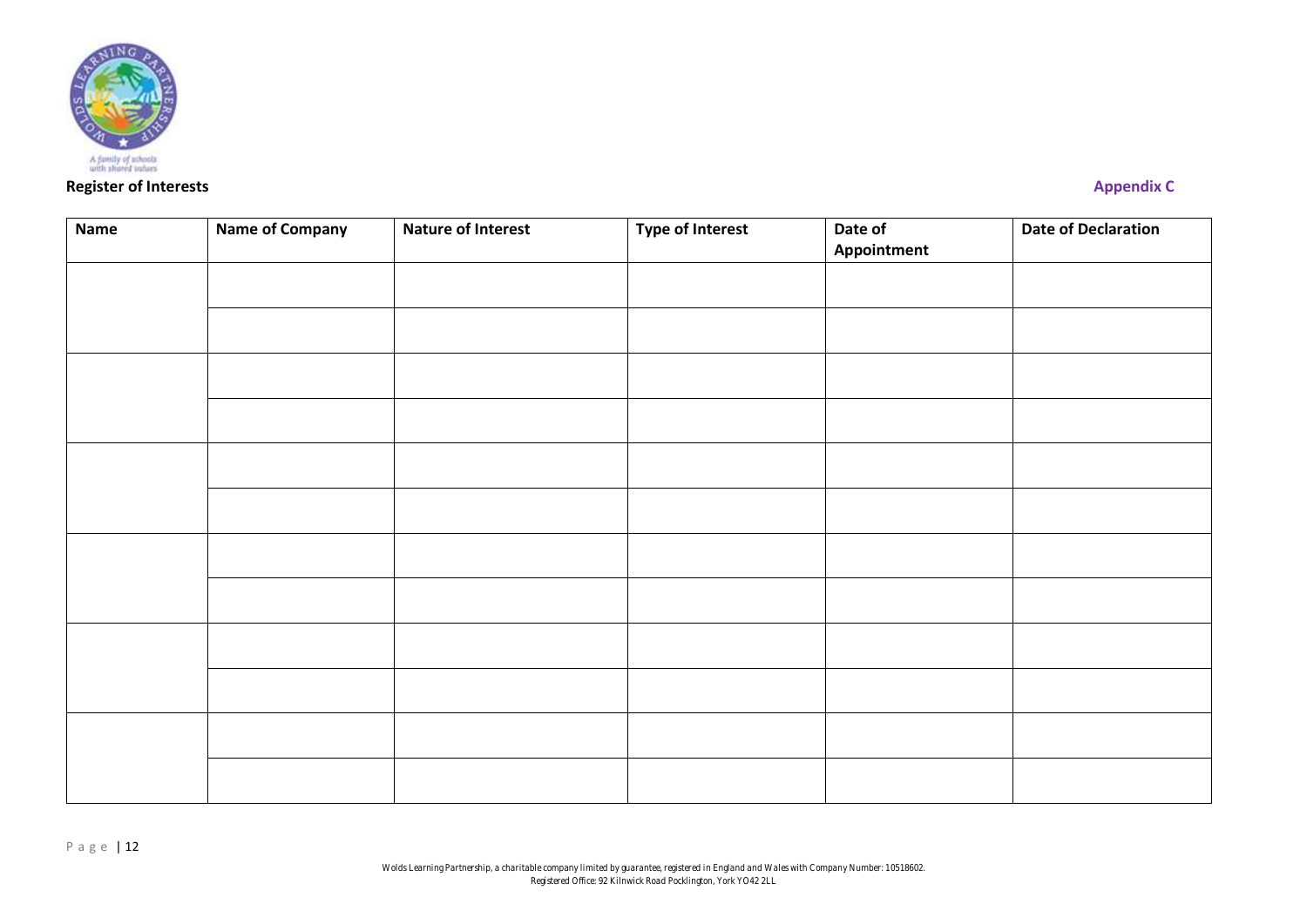**Register of Interests** **Appendix C**

| Name | Name of Company | Nature of Interest | Type of Interest | Date of Appointment | Date of Declaration |
|---|---|---|---|---|---|
| | | | | | |
| | | | | | |
| | | | | | |
| | | | | | |
| | | | | | |
| | | | | | |
| | | | | | |
| | | | | | |
| | | | | | |
| | | | | | |
| | | | | | |
| | | | | | |

Wolds Learning Partnership, a charitable company limited by guarantee, registered in England and Wales with Company Number: 10518602.
Registered Office: 92 Kilnwick Road Pocklington, York YO42 2LL